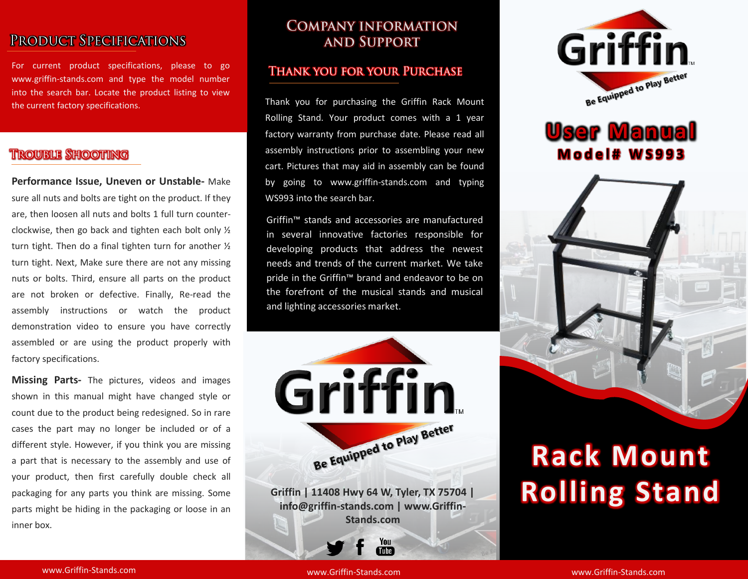## Product Specifications

For current product specifications, please to go www.griffin-stands.com and type the model number into the search bar. Locate the product listing to view the current factory specifications.

## Trouble Shooting

**Performance Issue, Uneven or Unstable-** Make sure all nuts and bolts are tight on the product. If they are, then loosen all nuts and bolts 1 full turn counter-clockwise, then go back and tighten each bolt only ½ turn tight. Then do a final tighten turn for another ½ turn tight. Next, Make sure there are not any missing nuts or bolts. Third, ensure all parts on the product are not broken or defective. Finally, Re-read the assembly instructions or watch the product demonstration video to ensure you have correctly assembled or are using the product properly with factory specifications.

**Missing Parts-** The pictures, videos and images shown in this manual might have changed style or count due to the product being redesigned. So in rare cases the part may no longer be included or of a different style. However, if you think you are missing a part that is necessary to the assembly and use of your product, then first carefully double check all packaging for any parts you think are missing. Some parts might be hiding in the packaging or loose in an inner box.

## Company Information and Support

### Thank You for Your Purchase

Thank you for purchasing the Griffin Rack Mount Rolling Stand. Your product comes with a 1 year factory warranty from purchase date. Please read all assembly instructions prior to assembling your new cart. Pictures that may aid in assembly can be found by going to www.griffin-stands.com and typing WS993 into the search bar.

Griffin™ stands and accessories are manufactured in several innovative factories responsible for developing products that address the newest needs and trends of the current market. We take pride in the Griffin™ brand and endeavor to be on the forefront of the musical stands and musical and lighting accessories market.

Griffin™

Be Equipped to Play Better

**Griffin | 11408 Hwy 64 W, Tyler, TX 75704 | info@griffin-stands.com | www.Griffin-Stands.com**

Griffin™

Be Equipped to Play Better

# User Manual

## Model# WS993

# Rack Mount Rolling Stand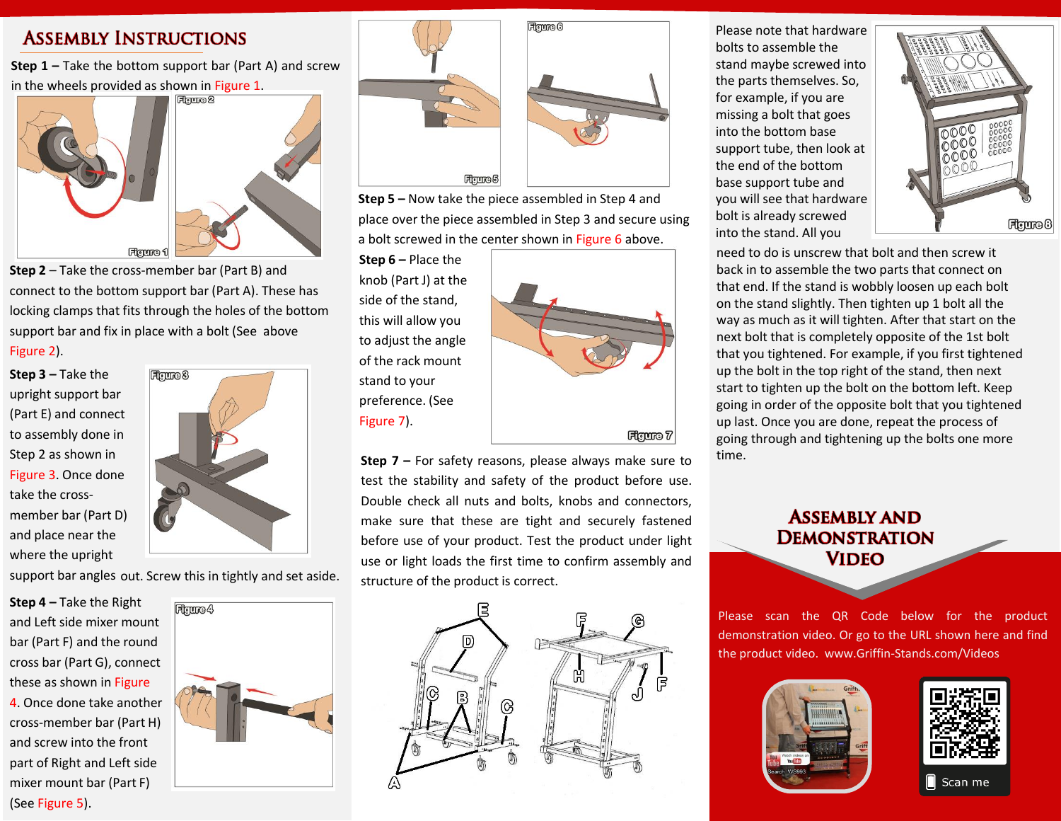# Assembly Instructions

**Step 1 –** Take the bottom support bar (Part A) and screw in the wheels provided as shown in Figure 1.

Figure 1

Figure 2

**Step 2** – Take the cross-member bar (Part B) and connect to the bottom support bar (Part A). These has locking clamps that fits through the holes of the bottom support bar and fix in place with a bolt (See above Figure 2).

**Step 3 –** Take the upright support bar (Part E) and connect to assembly done in Step 2 as shown in Figure 3. Once done take the cross-member bar (Part D) and place near the where the upright support bar angles out. Screw this in tightly and set aside.

Figure 3

**Step 4 –** Take the Right and Left side mixer mount bar (Part F) and the round cross bar (Part G), connect these as shown in Figure 4. Once done take another cross-member bar (Part H) and screw into the front part of Right and Left side mixer mount bar (Part F) (See Figure 5).

Figure 4

Figure 5

Figure 6

**Step 5 –** Now take the piece assembled in Step 4 and place over the piece assembled in Step 3 and secure using a bolt screwed in the center shown in Figure 6 above.

**Step 6 –** Place the knob (Part J) at the side of the stand, this will allow you to adjust the angle of the rack mount stand to your preference. (See Figure 7).

Figure 7

**Step 7 –** For safety reasons, please always make sure to test the stability and safety of the product before use. Double check all nuts and bolts, knobs and connectors, make sure that these are tight and securely fastened before use of your product. Test the product under light use or light loads the first time to confirm assembly and structure of the product is correct.

E D C B C A F G H J F

Please note that hardware bolts to assemble the stand maybe screwed into the parts themselves. So, for example, if you are missing a bolt that goes into the bottom base support tube, then look at the end of the bottom base support tube and you will see that hardware bolt is already screwed into the stand. All you need to do is unscrew that bolt and then screw it back in to assemble the two parts that connect on that end. If the stand is wobbly loosen up each bolt on the stand slightly. Then tighten up 1 bolt all the way as much as it will tighten. After that start on the next bolt that is completely opposite of the 1st bolt that you tightened. For example, if you first tightened up the bolt in the top right of the stand, then next start to tighten up the bolt on the bottom left. Keep going in order of the opposite bolt that you tightened up last. Once you are done, repeat the process of going through and tightening up the bolts one more time.

Figure 8

## Assembly and Demonstration Video

Please scan the QR Code below for the product demonstration video. Or go to the URL shown here and find the product video. www.Griffin-Stands.com/Videos

Scan me